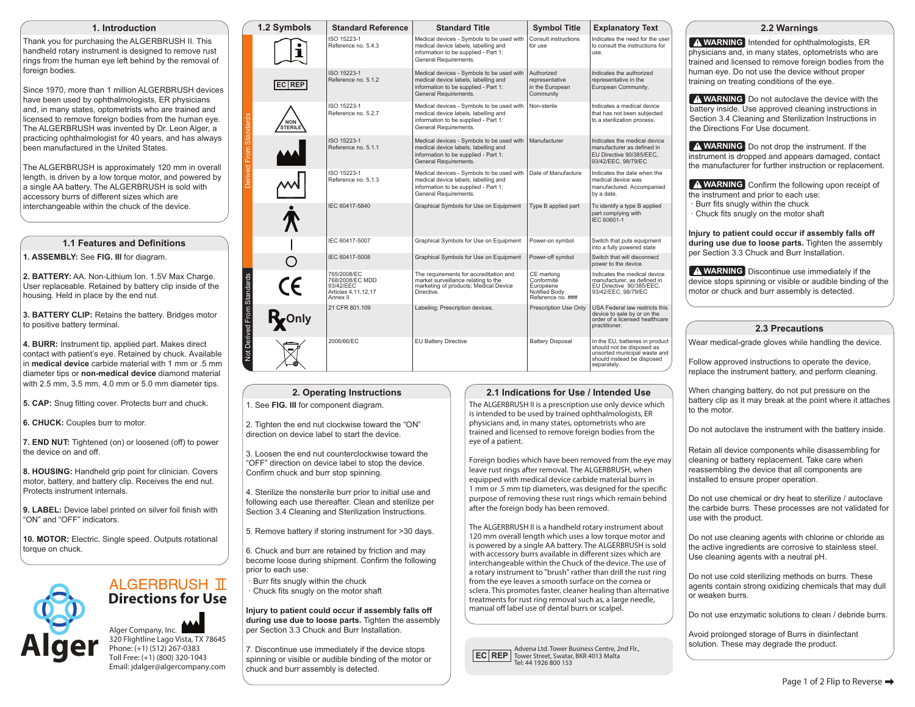## 1. Introduction

Thank you for purchasing the ALGERBRUSH II. This handheld rotary instrument is designed to remove rust rings from the human eye left behind by the removal of foreign bodies.

Since 1970, more than 1 million ALGERBRUSH devices have been used by ophthalmologists, ER physicians and, in many states, optometrists who are trained and licensed to remove foreign bodies from the human eye. The ALGERBRUSH was invented by Dr. Leon Alger, a practicing ophthalmologist for 40 years, and has always been manufactured in the United States.

The ALGERBRUSH is approximately 120 mm in overall length, is driven by a low torque motor, and powered by a single AA battery. The ALGERBRUSH is sold with accessory burrs of different sizes which are interchangeable within the chuck of the device.

## 1.1 Features and Definitions

**1. ASSEMBLY:** See **FIG. III** for diagram.

**2. BATTERY:** AA. Non-Lithium Ion. 1.5V Max Charge. User replaceable. Retained by battery clip inside of the housing. Held in place by the end nut.

**3. BATTERY CLIP:** Retains the battery. Bridges motor to positive battery terminal.

**4. BURR:** Instrument tip, applied part. Makes direct contact with patient's eye. Retained by chuck. Available in **medical device** carbide material with 1 mm or .5 mm diameter tips or **non-medical device** diamond material with 2.5 mm, 3.5 mm, 4.0 mm or 5.0 mm diameter tips.

**5. CAP:** Snug fitting cover. Protects burr and chuck.

**6. CHUCK:** Couples burr to motor.

**7. END NUT:** Tightened (on) or loosened (off) to power the device on and off.

**8. HOUSING:** Handheld grip point for clinician. Covers motor, battery, and battery clip. Receives the end nut. Protects instrument internals.

**9. LABEL:** Device label printed on silver foil finish with "ON" and "OFF" indicators.

**10. MOTOR:** Electric. Single speed. Outputs rotational torque on chuck.

# ALGERBRUSH II
## Directions for Use

Alger Company, Inc.
320 Flightline Lago Vista, TX 78645
Phone: (+1) (512) 267-0383
Toll Free: (+1) (800) 320-1043
Email: jdalger@algercompany.com

## 1.2 Symbols

| | Symbol | Standard Reference | Standard Title | Symbol Title | Explanatory Text |
|---|---|---|---|---|---|
| Derived From Standards | (Consult instructions) | ISO 15223-1 Reference no. 5.4.3 | Medical devices - Symbols to be used with medical device labels, labelling and information to be supplied - Part 1: General Requirements. | Consult instructions for use | Indicates the need for the user to consult the instructions for use. |
| | EC REP | ISO 15223-1 Reference no. 5.1.2 | Medical devices - Symbols to be used with medical device labels, labelling and information to be supplied - Part 1: General Requirements. | Authorized representative in the European Community | Indicates the authorized representative in the European Community. |
| | NON STERILE | ISO 15223-1 Reference no. 5.2.7 | Medical devices - Symbols to be used with medical device labels, labelling and information to be supplied - Part 1: General Requirements. | Non-sterile | Indicates a medical device that has not been subjected to a sterilization process. |
| | (Manufacturer) | ISO 15223-1 Reference no. 5.1.1 | Medical devices - Symbols to be used with medical device labels, labelling and information to be supplied - Part 1: General Requirements. | Manufacturer | Indicates the medical device manufacturer as defined in EU Directive 90/385/EEC, 93/42/EEC, 98/79/EC |
| | (Date of Manufacture) | ISO 15223-1 Reference no. 5.1.3 | Medical devices - Symbols to be used with medical device labels, labelling and information to be supplied - Part 1: General Requirements. | Date of Manufacture | Indicates the date when the medical device was manufactured. Accompanied by a date. |
| | (Type B applied part) | IEC 60417-5840 | Graphical Symbols for Use on Equipment | Type B applied part | To identify a type B applied part complying with IEC 60601-1 |
| | I | IEC 60417-5007 | Graphical Symbols for Use on Equipment | Power-on symbol | Switch that puts equipment into a fully powered state |
| | O | IEC 60417-5008 | Graphical Symbols for Use on Equipment | Power-off symbol | Switch that will disconnect power to the device |
| Not Derived From Standards | CE | 765/2008/EC 768/2008/EC MDD 93/42/EEC Articles 4,11,12,17 Annex II | The requirements for accreditation and market surveillance relating to the marketing of products; Medical Device Directive. | CE marking Conformité Européene Notified Body Reference no. ### | Indicates the medical device manufacturer, as defined in EU Directive 90/385/EEC, 93/42/EEC, 98/79/EC |
| | Rx Only | 21 CFR 801.109 | Labeling; Prescription devices. | Prescription Use Only | USA Federal law restricts this device to sale by or on the order of a licensed healthcare practitioner. |
| | (Battery Disposal) | 2006/66/EC | EU Battery Directive | Battery Disposal | In the EU, batteries in product should not be disposed as unsorted municipal waste and should instead be disposed separately. |

## 2. Operating Instructions

1. See **FIG. III** for component diagram.

2. Tighten the end nut clockwise toward the "ON" direction on device label to start the device.

3. Loosen the end nut counterclockwise toward the "OFF" direction on device label to stop the device. Confirm chuck and burr stop spinning.

4. Sterilize the nonsterile burr prior to initial use and following each use thereafter. Clean and sterilize per Section 3.4 Cleaning and Sterilization Instructions.

5. Remove battery if storing instrument for >30 days.

6. Chuck and burr are retained by friction and may become loose during shipment. Confirm the following prior to each use:
- Burr fits snugly within the chuck
- Chuck fits snugly on the motor shaft

**Injury to patient could occur if assembly falls off during use due to loose parts.** Tighten the assembly per Section 3.3 Chuck and Burr Installation.

7. Discontinue use immediately if the device stops spinning or visible or audible binding of the motor or chuck and burr assembly is detected.

## 2.1 Indications for Use / Intended Use

The ALGERBRUSH II is a prescription use only device which is intended to be used by trained ophthalmologists, ER physicians and, in many states, optometrists who are trained and licensed to remove foreign bodies from the eye of a patient.

Foreign bodies which have been removed from the eye may leave rust rings after removal. The ALGERBRUSH, when equipped with medical device carbide material burrs in 1 mm or .5 mm tip diameters, was designed for the specific purpose of removing these rust rings which remain behind after the foreign body has been removed.

The ALGERBRUSH II is a handheld rotary instrument about 120 mm overall length which uses a low torque motor and is powered by a single AA battery. The ALGERBRUSH is sold with accessory burrs available in different sizes which are interchangeable within the Chuck of the device. The use of a rotary instrument to "brush" rather than drill the rust ring from the eye leaves a smooth surface on the cornea or sclera. This promotes faster, cleaner healing than alternative treatments for rust ring removal such as, a large needle, manual off label use of dental burrs or scalpel.

EC REP Advena Ltd. Tower Business Centre, 2nd Flr., Tower Street, Swatar, BKR 4013 Malta
Tel: 44 1926 800 153

## 2.2 Warnings

**⚠ WARNING** Intended for ophthalmologists, ER physicians and, in many states, optometrists who are trained and licensed to remove foreign bodies from the human eye. Do not use the device without proper training on treating conditions of the eye.

**⚠ WARNING** Do not autoclave the device with the battery inside. Use approved cleaning instructions in Section 3.4 Cleaning and Sterilization Instructions in the Directions For Use document.

**⚠ WARNING** Do not drop the instrument. If the instrument is dropped and appears damaged, contact the manufacturer for further instruction or replacement.

**⚠ WARNING** Confirm the following upon receipt of the instrument and prior to each use:
- Burr fits snugly within the chuck
- Chuck fits snugly on the motor shaft

**Injury to patient could occur if assembly falls off during use due to loose parts.** Tighten the assembly per Section 3.3 Chuck and Burr Installation.

**⚠ WARNING** Discontinue use immediately if the device stops spinning or visible or audible binding of the motor or chuck and burr assembly is detected.

## 2.3 Precautions

Wear medical-grade gloves while handling the device.

Follow approved instructions to operate the device, replace the instrument battery, and perform cleaning.

When changing battery, do not put pressure on the battery clip as it may break at the point where it attaches to the motor.

Do not autoclave the instrument with the battery inside.

Retain all device components while disassembling for cleaning or battery replacement. Take care when reassembling the device that all components are installed to ensure proper operation.

Do not use chemical or dry heat to sterilize / autoclave the carbide burrs. These processes are not validated for use with the product.

Do not use cleaning agents with chlorine or chloride as the active ingredients are corrosive to stainless steel. Use cleaning agents with a neutral pH.

Do not use cold sterilizing methods on burrs. These agents contain strong oxidizing chemicals that may dull or weaken burrs.

Do not use enzymatic solutions to clean / debride burrs.

Avoid prolonged storage of Burrs in disinfectant solution. These may degrade the product.

Flip to Reverse ➡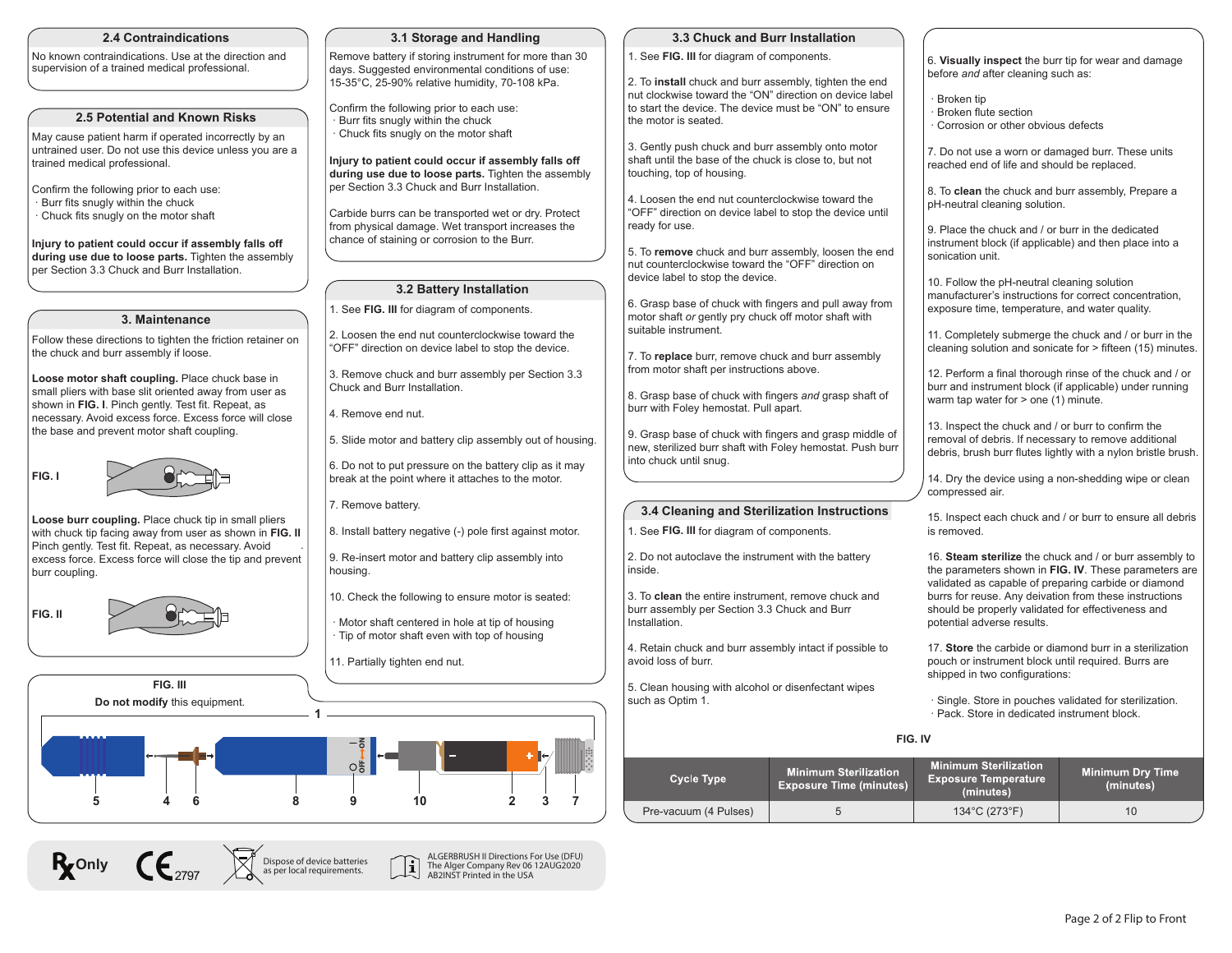## 2.4 Contraindications

No known contraindications. Use at the direction and supervision of a trained medical professional.

## 2.5 Potential and Known Risks

May cause patient harm if operated incorrectly by an untrained user. Do not use this device unless you are a trained medical professional.

Confirm the following prior to each use:
· Burr fits snugly within the chuck
· Chuck fits snugly on the motor shaft

**Injury to patient could occur if assembly falls off during use due to loose parts.** Tighten the assembly per Section 3.3 Chuck and Burr Installation.

## 3. Maintenance

Follow these directions to tighten the friction retainer on the chuck and burr assembly if loose.

**Loose motor shaft coupling.** Place chuck base in small pliers with base slit oriented away from user as shown in **FIG. I**. Pinch gently. Test fit. Repeat, as necessary. Avoid excess force. Excess force will close the base and prevent motor shaft coupling.

FIG. I

**Loose burr coupling.** Place chuck tip in small pliers with chuck tip facing away from user as shown in **FIG. II** Pinch gently. Test fit. Repeat, as necessary. Avoid excess force. Excess force will close the tip and prevent burr coupling.

FIG. II

FIG. III

**Do not modify** this equipment.

1

5 4 6 8 9 10 2 3 7

OFF ON

## 3.1 Storage and Handling

Remove battery if storing instrument for more than 30 days. Suggested environmental conditions of use: 15-35°C, 25-90% relative humidity, 70-108 kPa.

Confirm the following prior to each use:
· Burr fits snugly within the chuck
· Chuck fits snugly on the motor shaft

**Injury to patient could occur if assembly falls off during use due to loose parts.** Tighten the assembly per Section 3.3 Chuck and Burr Installation.

Carbide burrs can be transported wet or dry. Protect from physical damage. Wet transport increases the chance of staining or corrosion to the Burr.

## 3.2 Battery Installation

1. See **FIG. III** for diagram of components.

2. Loosen the end nut counterclockwise toward the "OFF" direction on device label to stop the device.

3. Remove chuck and burr assembly per Section 3.3 Chuck and Burr Installation.

4. Remove end nut.

5. Slide motor and battery clip assembly out of housing.

6. Do not to put pressure on the battery clip as it may break at the point where it attaches to the motor.

7. Remove battery.

8. Install battery negative (-) pole first against motor.

9. Re-insert motor and battery clip assembly into housing.

10. Check the following to ensure motor is seated:

· Motor shaft centered in hole at tip of housing
· Tip of motor shaft even with top of housing

11. Partially tighten end nut.

## 3.3 Chuck and Burr Installation

1. See **FIG. III** for diagram of components.

2. To **install** chuck and burr assembly, tighten the end nut clockwise toward the "ON" direction on device label to start the device. The device must be "ON" to ensure the motor is seated.

3. Gently push chuck and burr assembly onto motor shaft until the base of the chuck is close to, but not touching, top of housing.

4. Loosen the end nut counterclockwise toward the "OFF" direction on device label to stop the device until ready for use.

5. To **remove** chuck and burr assembly, loosen the end nut counterclockwise toward the "OFF" direction on device label to stop the device.

6. Grasp base of chuck with fingers and pull away from motor shaft *or* gently pry chuck off motor shaft with suitable instrument.

7. To **replace** burr, remove chuck and burr assembly from motor shaft per instructions above.

8. Grasp base of chuck with fingers *and* grasp shaft of burr with Foley hemostat. Pull apart.

9. Grasp base of chuck with fingers and grasp middle of new, sterilized burr shaft with Foley hemostat. Push burr into chuck until snug.

## 3.4 Cleaning and Sterilization Instructions

1. See **FIG. III** for diagram of components.

2. Do not autoclave the instrument with the battery inside.

3. To **clean** the entire instrument, remove chuck and burr assembly per Section 3.3 Chuck and Burr Installation.

4. Retain chuck and burr assembly intact if possible to avoid loss of burr.

5. Clean housing with alcohol or disenfectant wipes such as Optim 1.

6. **Visually inspect** the burr tip for wear and damage before *and* after cleaning such as:

· Broken tip
· Broken flute section
· Corrosion or other obvious defects

7. Do not use a worn or damaged burr. These units reached end of life and should be replaced.

8. To **clean** the chuck and burr assembly, Prepare a pH-neutral cleaning solution.

9. Place the chuck and / or burr in the dedicated instrument block (if applicable) and then place into a sonication unit.

10. Follow the pH-neutral cleaning solution manufacturer's instructions for correct concentration, exposure time, temperature, and water quality.

11. Completely submerge the chuck and / or burr in the cleaning solution and sonicate for > fifteen (15) minutes.

12. Perform a final thorough rinse of the chuck and / or burr and instrument block (if applicable) under running warm tap water for > one (1) minute.

13. Inspect the chuck and / or burr to confirm the removal of debris. If necessary to remove additional debris, brush burr flutes lightly with a nylon bristle brush.

14. Dry the device using a non-shedding wipe or clean compressed air.

15. Inspect each chuck and / or burr to ensure all debris is removed.

16. **Steam sterilize** the chuck and / or burr assembly to the parameters shown in **FIG. IV**. These parameters are validated as capable of preparing carbide or diamond burrs for reuse. Any deivation from these instructions should be properly validated for effectiveness and potential adverse results.

17. **Store** the carbide or diamond burr in a sterilization pouch or instrument block until required. Burrs are shipped in two configurations:

· Single. Store in pouches validated for sterilization.
· Pack. Store in dedicated instrument block.

FIG. IV

| Cycle Type | Minimum Sterilization Exposure Time (minutes) | Minimum Sterilization Exposure Temperature (minutes) | Minimum Dry Time (minutes) |
|---|---|---|---|
| Pre-vacuum (4 Pulses) | 5 | 134°C (273°F) | 10 |

Rx Only CE 2797

Dispose of device batteries as per local requirements.

ALGERBRUSH II Directions For Use (DFU)
The Alger Company Rev 06 12AUG2020
AB2INST Printed in the USA

Flip to Front